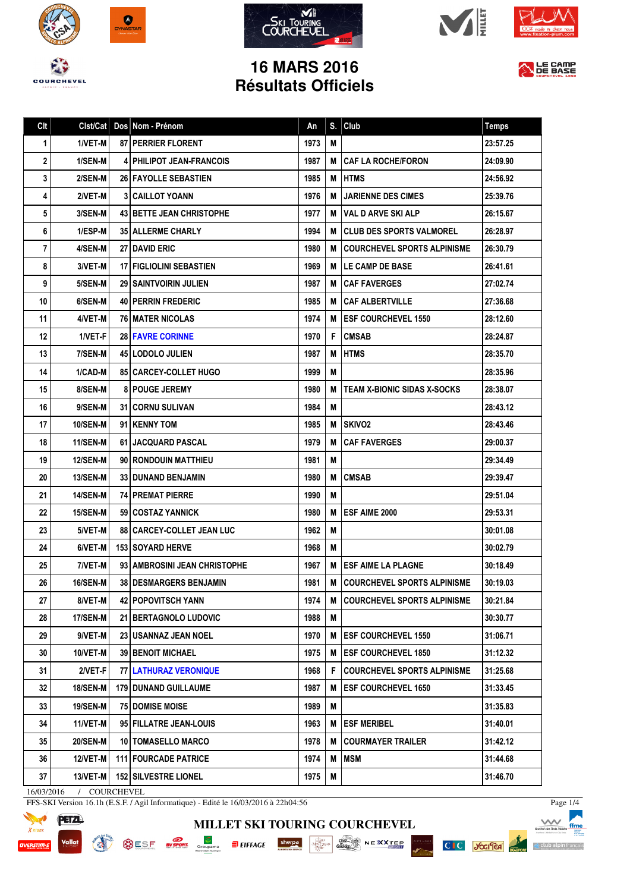# 16 MARS 2016
# Résultats Officiels

| Clt | Clst/Cat | Dos | Nom - Prénom | An | S. | Club | Temps |
|---|---|---|---|---|---|---|---|
| 1 | 1/VET-M | 87 | PERRIER FLORENT | 1973 | M | | 23:57.25 |
| 2 | 1/SEN-M | 4 | PHILIPOT JEAN-FRANCOIS | 1987 | M | CAF LA ROCHE/FORON | 24:09.90 |
| 3 | 2/SEN-M | 26 | FAYOLLE SEBASTIEN | 1985 | M | HTMS | 24:56.92 |
| 4 | 2/VET-M | 3 | CAILLOT YOANN | 1976 | M | JARIENNE DES CIMES | 25:39.76 |
| 5 | 3/SEN-M | 43 | BETTE JEAN CHRISTOPHE | 1977 | M | VAL D ARVE SKI ALP | 26:15.67 |
| 6 | 1/ESP-M | 35 | ALLERME CHARLY | 1994 | M | CLUB DES SPORTS VALMOREL | 26:28.97 |
| 7 | 4/SEN-M | 27 | DAVID ERIC | 1980 | M | COURCHEVEL SPORTS ALPINISME | 26:30.79 |
| 8 | 3/VET-M | 17 | FIGLIOLINI SEBASTIEN | 1969 | M | LE CAMP DE BASE | 26:41.61 |
| 9 | 5/SEN-M | 29 | SAINTVOIRIN JULIEN | 1987 | M | CAF FAVERGES | 27:02.74 |
| 10 | 6/SEN-M | 40 | PERRIN FREDERIC | 1985 | M | CAF ALBERTVILLE | 27:36.68 |
| 11 | 4/VET-M | 76 | MATER NICOLAS | 1974 | M | ESF COURCHEVEL 1550 | 28:12.60 |
| 12 | 1/VET-F | 28 | FAVRE CORINNE | 1970 | F | CMSAB | 28:24.87 |
| 13 | 7/SEN-M | 45 | LODOLO JULIEN | 1987 | M | HTMS | 28:35.70 |
| 14 | 1/CAD-M | 85 | CARCEY-COLLET HUGO | 1999 | M | | 28:35.96 |
| 15 | 8/SEN-M | 8 | POUGE JEREMY | 1980 | M | TEAM X-BIONIC SIDAS X-SOCKS | 28:38.07 |
| 16 | 9/SEN-M | 31 | CORNU SULIVAN | 1984 | M | | 28:43.12 |
| 17 | 10/SEN-M | 91 | KENNY TOM | 1985 | M | SKIVO2 | 28:43.46 |
| 18 | 11/SEN-M | 61 | JACQUARD PASCAL | 1979 | M | CAF FAVERGES | 29:00.37 |
| 19 | 12/SEN-M | 90 | RONDOUIN MATTHIEU | 1981 | M | | 29:34.49 |
| 20 | 13/SEN-M | 33 | DUNAND BENJAMIN | 1980 | M | CMSAB | 29:39.47 |
| 21 | 14/SEN-M | 74 | PREMAT PIERRE | 1990 | M | | 29:51.04 |
| 22 | 15/SEN-M | 59 | COSTAZ YANNICK | 1980 | M | ESF AIME 2000 | 29:53.31 |
| 23 | 5/VET-M | 88 | CARCEY-COLLET JEAN LUC | 1962 | M | | 30:01.08 |
| 24 | 6/VET-M | 153 | SOYARD HERVE | 1968 | M | | 30:02.79 |
| 25 | 7/VET-M | 93 | AMBROSINI JEAN CHRISTOPHE | 1967 | M | ESF AIME LA PLAGNE | 30:18.49 |
| 26 | 16/SEN-M | 38 | DESMARGERS BENJAMIN | 1981 | M | COURCHEVEL SPORTS ALPINISME | 30:19.03 |
| 27 | 8/VET-M | 42 | POPOVITSCH YANN | 1974 | M | COURCHEVEL SPORTS ALPINISME | 30:21.84 |
| 28 | 17/SEN-M | 21 | BERTAGNOLO LUDOVIC | 1988 | M | | 30:30.77 |
| 29 | 9/VET-M | 23 | USANNAZ JEAN NOEL | 1970 | M | ESF COURCHEVEL 1550 | 31:06.71 |
| 30 | 10/VET-M | 39 | BENOIT MICHAEL | 1975 | M | ESF COURCHEVEL 1850 | 31:12.32 |
| 31 | 2/VET-F | 77 | LATHURAZ VERONIQUE | 1968 | F | COURCHEVEL SPORTS ALPINISME | 31:25.68 |
| 32 | 18/SEN-M | 179 | DUNAND GUILLAUME | 1987 | M | ESF COURCHEVEL 1650 | 31:33.45 |
| 33 | 19/SEN-M | 75 | DOMISE MOISE | 1989 | M | | 31:35.83 |
| 34 | 11/VET-M | 95 | FILLATRE JEAN-LOUIS | 1963 | M | ESF MERIBEL | 31:40.01 |
| 35 | 20/SEN-M | 10 | TOMASELLO MARCO | 1978 | M | COURMAYER TRAILER | 31:42.12 |
| 36 | 12/VET-M | 111 | FOURCADE PATRICE | 1974 | M | MSM | 31:44.68 |
| 37 | 13/VET-M | 152 | SILVESTRE LIONEL | 1975 | M | | 31:46.70 |

16/03/2016 / COURCHEVEL

FFS-SKI Version 16.1h (E.S.F. / Agil Informatique) - Edité le 16/03/2016 à 22h04:56

MILLET SKI TOURING COURCHEVEL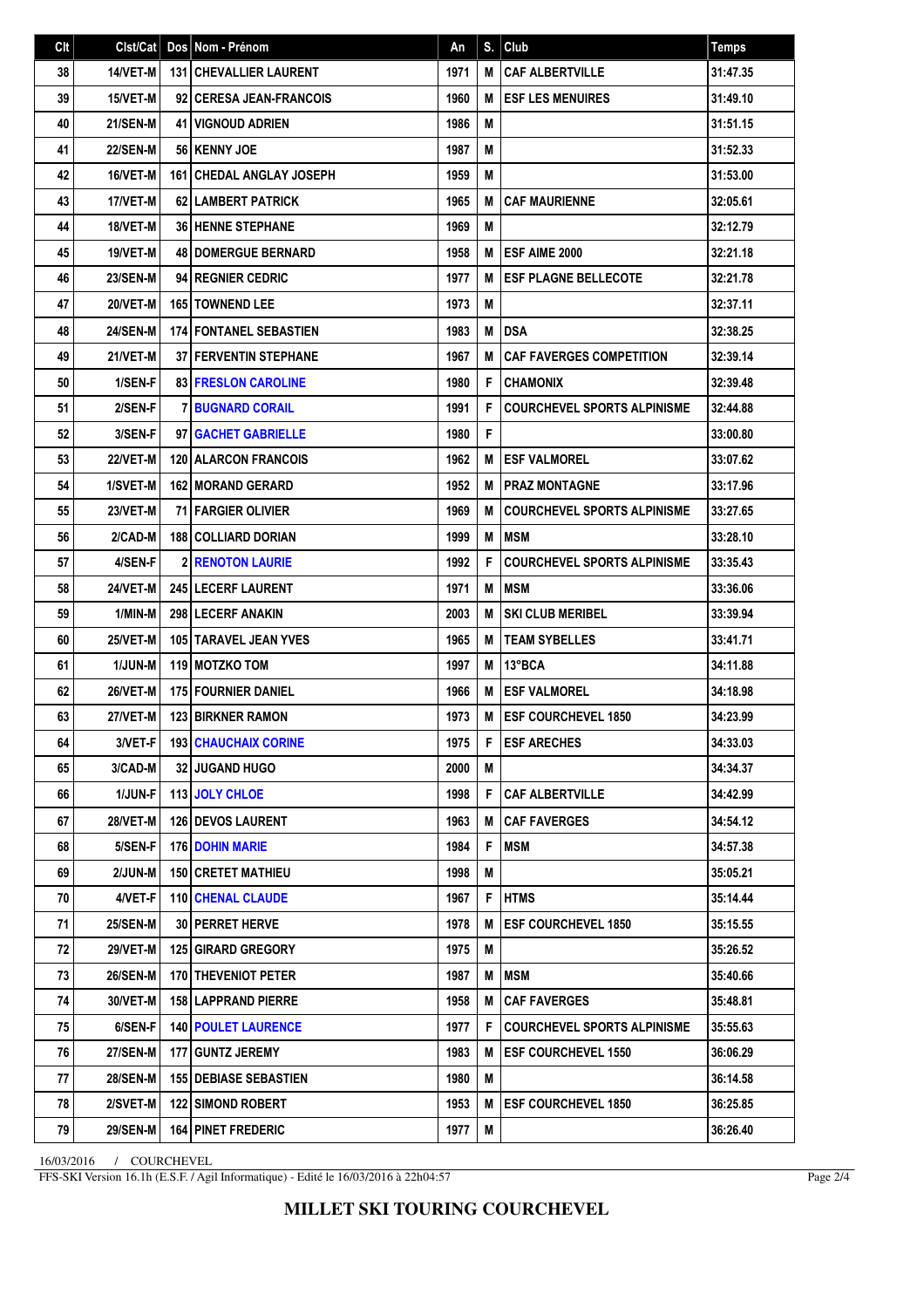| Clt | Clst/Cat | Dos | Nom - Prénom | An | S. | Club | Temps |
|---|---|---|---|---|---|---|---|
| 38 | 14/VET-M | 131 | CHEVALLIER LAURENT | 1971 | M | CAF ALBERTVILLE | 31:47.35 |
| 39 | 15/VET-M | 92 | CERESA JEAN-FRANCOIS | 1960 | M | ESF LES MENUIRES | 31:49.10 |
| 40 | 21/SEN-M | 41 | VIGNOUD ADRIEN | 1986 | M | | 31:51.15 |
| 41 | 22/SEN-M | 56 | KENNY JOE | 1987 | M | | 31:52.33 |
| 42 | 16/VET-M | 161 | CHEDAL ANGLAY JOSEPH | 1959 | M | | 31:53.00 |
| 43 | 17/VET-M | 62 | LAMBERT PATRICK | 1965 | M | CAF MAURIENNE | 32:05.61 |
| 44 | 18/VET-M | 36 | HENNE STEPHANE | 1969 | M | | 32:12.79 |
| 45 | 19/VET-M | 48 | DOMERGUE BERNARD | 1958 | M | ESF AIME 2000 | 32:21.18 |
| 46 | 23/SEN-M | 94 | REGNIER CEDRIC | 1977 | M | ESF PLAGNE BELLECOTE | 32:21.78 |
| 47 | 20/VET-M | 165 | TOWNEND LEE | 1973 | M | | 32:37.11 |
| 48 | 24/SEN-M | 174 | FONTANEL SEBASTIEN | 1983 | M | DSA | 32:38.25 |
| 49 | 21/VET-M | 37 | FERVENTIN STEPHANE | 1967 | M | CAF FAVERGES COMPETITION | 32:39.14 |
| 50 | 1/SEN-F | 83 | FRESLON CAROLINE | 1980 | F | CHAMONIX | 32:39.48 |
| 51 | 2/SEN-F | 7 | BUGNARD CORAIL | 1991 | F | COURCHEVEL SPORTS ALPINISME | 32:44.88 |
| 52 | 3/SEN-F | 97 | GACHET GABRIELLE | 1980 | F | | 33:00.80 |
| 53 | 22/VET-M | 120 | ALARCON FRANCOIS | 1962 | M | ESF VALMOREL | 33:07.62 |
| 54 | 1/SVET-M | 162 | MORAND GERARD | 1952 | M | PRAZ MONTAGNE | 33:17.96 |
| 55 | 23/VET-M | 71 | FARGIER OLIVIER | 1969 | M | COURCHEVEL SPORTS ALPINISME | 33:27.65 |
| 56 | 2/CAD-M | 188 | COLLIARD DORIAN | 1999 | M | MSM | 33:28.10 |
| 57 | 4/SEN-F | 2 | RENOTON LAURIE | 1992 | F | COURCHEVEL SPORTS ALPINISME | 33:35.43 |
| 58 | 24/VET-M | 245 | LECERF LAURENT | 1971 | M | MSM | 33:36.06 |
| 59 | 1/MIN-M | 298 | LECERF ANAKIN | 2003 | M | SKI CLUB MERIBEL | 33:39.94 |
| 60 | 25/VET-M | 105 | TARAVEL JEAN YVES | 1965 | M | TEAM SYBELLES | 33:41.71 |
| 61 | 1/JUN-M | 119 | MOTZKO TOM | 1997 | M | 13°BCA | 34:11.88 |
| 62 | 26/VET-M | 175 | FOURNIER DANIEL | 1966 | M | ESF VALMOREL | 34:18.98 |
| 63 | 27/VET-M | 123 | BIRKNER RAMON | 1973 | M | ESF COURCHEVEL 1850 | 34:23.99 |
| 64 | 3/VET-F | 193 | CHAUCHAIX CORINE | 1975 | F | ESF ARECHES | 34:33.03 |
| 65 | 3/CAD-M | 32 | JUGAND HUGO | 2000 | M | | 34:34.37 |
| 66 | 1/JUN-F | 113 | JOLY CHLOE | 1998 | F | CAF ALBERTVILLE | 34:42.99 |
| 67 | 28/VET-M | 126 | DEVOS LAURENT | 1963 | M | CAF FAVERGES | 34:54.12 |
| 68 | 5/SEN-F | 176 | DOHIN MARIE | 1984 | F | MSM | 34:57.38 |
| 69 | 2/JUN-M | 150 | CRETET MATHIEU | 1998 | M | | 35:05.21 |
| 70 | 4/VET-F | 110 | CHENAL CLAUDE | 1967 | F | HTMS | 35:14.44 |
| 71 | 25/SEN-M | 30 | PERRET HERVE | 1978 | M | ESF COURCHEVEL 1850 | 35:15.55 |
| 72 | 29/VET-M | 125 | GIRARD GREGORY | 1975 | M | | 35:26.52 |
| 73 | 26/SEN-M | 170 | THEVENIOT PETER | 1987 | M | MSM | 35:40.66 |
| 74 | 30/VET-M | 158 | LAPPRAND PIERRE | 1958 | M | CAF FAVERGES | 35:48.81 |
| 75 | 6/SEN-F | 140 | POULET LAURENCE | 1977 | F | COURCHEVEL SPORTS ALPINISME | 35:55.63 |
| 76 | 27/SEN-M | 177 | GUNTZ JEREMY | 1983 | M | ESF COURCHEVEL 1550 | 36:06.29 |
| 77 | 28/SEN-M | 155 | DEBIASE SEBASTIEN | 1980 | M | | 36:14.58 |
| 78 | 2/SVET-M | 122 | SIMOND ROBERT | 1953 | M | ESF COURCHEVEL 1850 | 36:25.85 |
| 79 | 29/SEN-M | 164 | PINET FREDERIC | 1977 | M | | 36:26.40 |

16/03/2016 / COURCHEVEL

FFS-SKI Version 16.1h (E.S.F. / Agil Informatique) - Edité le 16/03/2016 à 22h04:57

**MILLET SKI TOURING COURCHEVEL**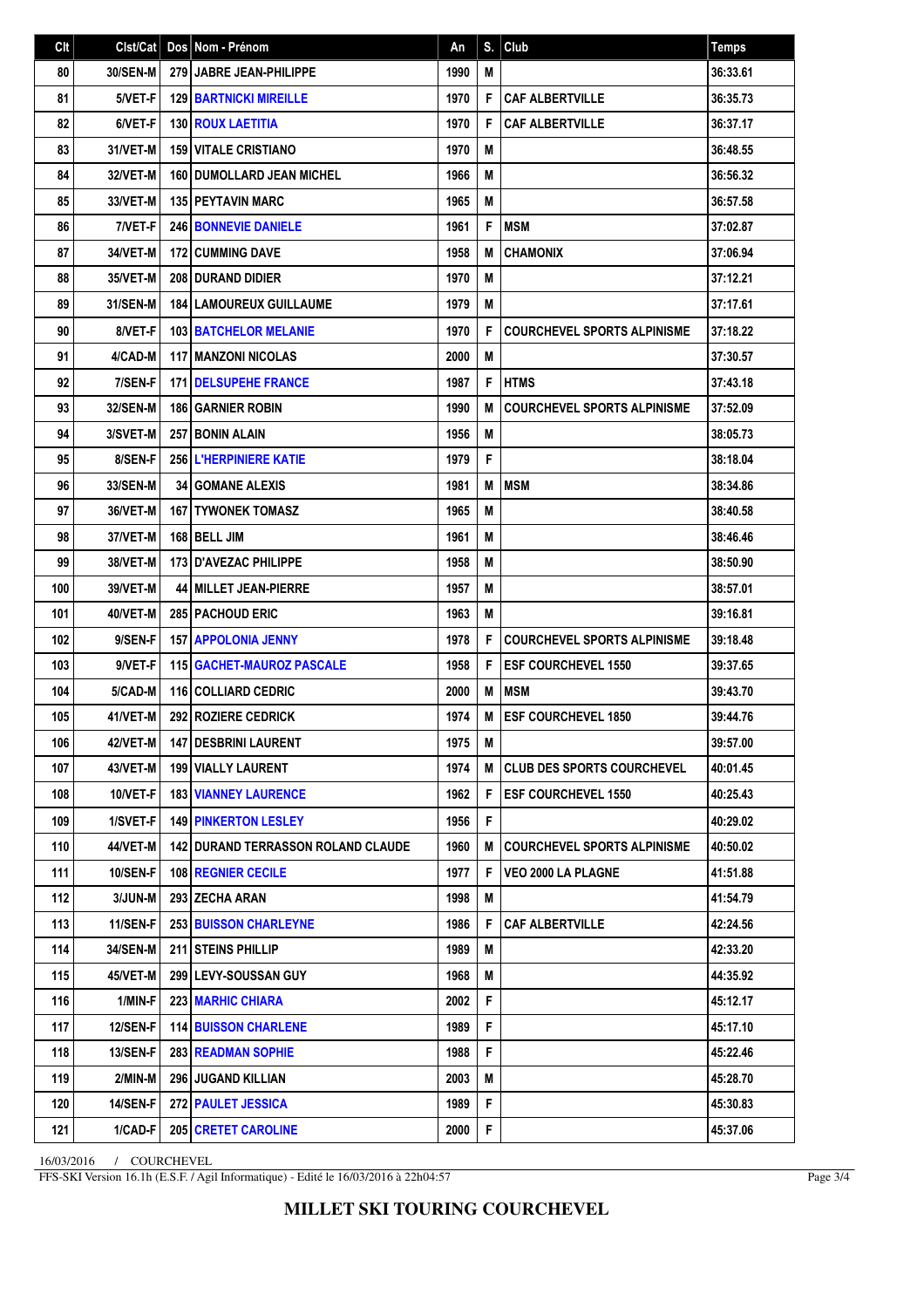| Clt | Clst/Cat | Dos | Nom - Prénom | An | S. | Club | Temps |
|---|---|---|---|---|---|---|---|
| 80 | 30/SEN-M | 279 | JABRE JEAN-PHILIPPE | 1990 | M |  | 36:33.61 |
| 81 | 5/VET-F | 129 | BARTNICKI MIREILLE | 1970 | F | CAF ALBERTVILLE | 36:35.73 |
| 82 | 6/VET-F | 130 | ROUX LAETITIA | 1970 | F | CAF ALBERTVILLE | 36:37.17 |
| 83 | 31/VET-M | 159 | VITALE CRISTIANO | 1970 | M |  | 36:48.55 |
| 84 | 32/VET-M | 160 | DUMOLLARD JEAN MICHEL | 1966 | M |  | 36:56.32 |
| 85 | 33/VET-M | 135 | PEYTAVIN MARC | 1965 | M |  | 36:57.58 |
| 86 | 7/VET-F | 246 | BONNEVIE DANIELE | 1961 | F | MSM | 37:02.87 |
| 87 | 34/VET-M | 172 | CUMMING DAVE | 1958 | M | CHAMONIX | 37:06.94 |
| 88 | 35/VET-M | 208 | DURAND DIDIER | 1970 | M |  | 37:12.21 |
| 89 | 31/SEN-M | 184 | LAMOUREUX GUILLAUME | 1979 | M |  | 37:17.61 |
| 90 | 8/VET-F | 103 | BATCHELOR MELANIE | 1970 | F | COURCHEVEL SPORTS ALPINISME | 37:18.22 |
| 91 | 4/CAD-M | 117 | MANZONI NICOLAS | 2000 | M |  | 37:30.57 |
| 92 | 7/SEN-F | 171 | DELSUPEHE FRANCE | 1987 | F | HTMS | 37:43.18 |
| 93 | 32/SEN-M | 186 | GARNIER ROBIN | 1990 | M | COURCHEVEL SPORTS ALPINISME | 37:52.09 |
| 94 | 3/SVET-M | 257 | BONIN ALAIN | 1956 | M |  | 38:05.73 |
| 95 | 8/SEN-F | 256 | L'HERPINIERE KATIE | 1979 | F |  | 38:18.04 |
| 96 | 33/SEN-M | 34 | GOMANE ALEXIS | 1981 | M | MSM | 38:34.86 |
| 97 | 36/VET-M | 167 | TYWONEK TOMASZ | 1965 | M |  | 38:40.58 |
| 98 | 37/VET-M | 168 | BELL JIM | 1961 | M |  | 38:46.46 |
| 99 | 38/VET-M | 173 | D'AVEZAC PHILIPPE | 1958 | M |  | 38:50.90 |
| 100 | 39/VET-M | 44 | MILLET JEAN-PIERRE | 1957 | M |  | 38:57.01 |
| 101 | 40/VET-M | 285 | PACHOUD ERIC | 1963 | M |  | 39:16.81 |
| 102 | 9/SEN-F | 157 | APPOLONIA JENNY | 1978 | F | COURCHEVEL SPORTS ALPINISME | 39:18.48 |
| 103 | 9/VET-F | 115 | GACHET-MAUROZ PASCALE | 1958 | F | ESF COURCHEVEL 1550 | 39:37.65 |
| 104 | 5/CAD-M | 116 | COLLIARD CEDRIC | 2000 | M | MSM | 39:43.70 |
| 105 | 41/VET-M | 292 | ROZIERE CEDRICK | 1974 | M | ESF COURCHEVEL 1850 | 39:44.76 |
| 106 | 42/VET-M | 147 | DESBRINI LAURENT | 1975 | M |  | 39:57.00 |
| 107 | 43/VET-M | 199 | VIALLY LAURENT | 1974 | M | CLUB DES SPORTS COURCHEVEL | 40:01.45 |
| 108 | 10/VET-F | 183 | VIANNEY LAURENCE | 1962 | F | ESF COURCHEVEL 1550 | 40:25.43 |
| 109 | 1/SVET-F | 149 | PINKERTON LESLEY | 1956 | F |  | 40:29.02 |
| 110 | 44/VET-M | 142 | DURAND TERRASSON ROLAND CLAUDE | 1960 | M | COURCHEVEL SPORTS ALPINISME | 40:50.02 |
| 111 | 10/SEN-F | 108 | REGNIER CECILE | 1977 | F | VEO 2000 LA PLAGNE | 41:51.88 |
| 112 | 3/JUN-M | 293 | ZECHA ARAN | 1998 | M |  | 41:54.79 |
| 113 | 11/SEN-F | 253 | BUISSON CHARLEYNE | 1986 | F | CAF ALBERTVILLE | 42:24.56 |
| 114 | 34/SEN-M | 211 | STEINS PHILLIP | 1989 | M |  | 42:33.20 |
| 115 | 45/VET-M | 299 | LEVY-SOUSSAN GUY | 1968 | M |  | 44:35.92 |
| 116 | 1/MIN-F | 223 | MARHIC CHIARA | 2002 | F |  | 45:12.17 |
| 117 | 12/SEN-F | 114 | BUISSON CHARLENE | 1989 | F |  | 45:17.10 |
| 118 | 13/SEN-F | 283 | READMAN SOPHIE | 1988 | F |  | 45:22.46 |
| 119 | 2/MIN-M | 296 | JUGAND KILLIAN | 2003 | M |  | 45:28.70 |
| 120 | 14/SEN-F | 272 | PAULET JESSICA | 1989 | F |  | 45:30.83 |
| 121 | 1/CAD-F | 205 | CRETET CAROLINE | 2000 | F |  | 45:37.06 |

16/03/2016 / COURCHEVEL

FFS-SKI Version 16.1h (E.S.F. / Agil Informatique) - Edité le 16/03/2016 à 22h04:57

**MILLET SKI TOURING COURCHEVEL**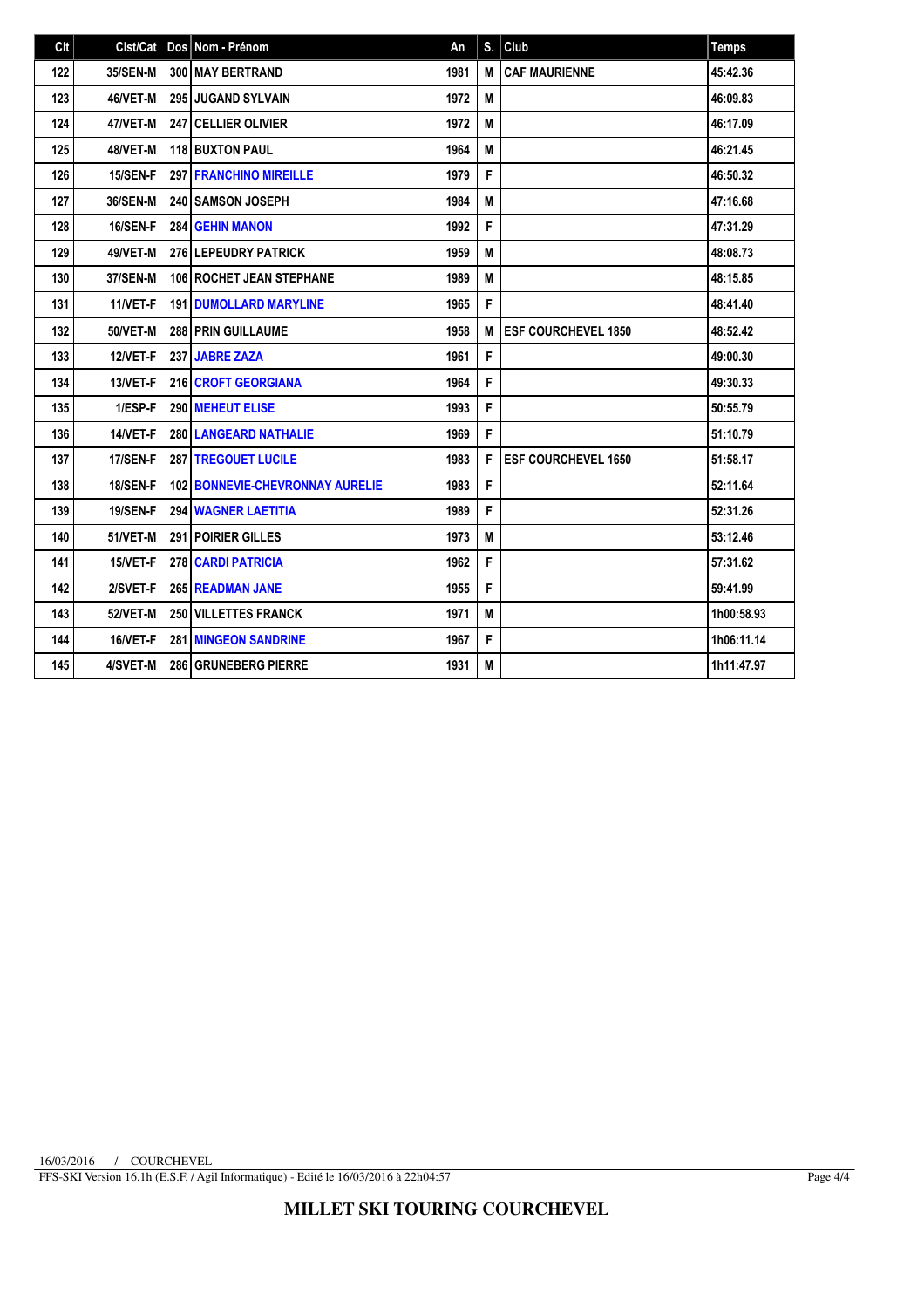| Clt | Clst/Cat | Dos | Nom - Prénom | An | S. | Club | Temps |
|---|---|---|---|---|---|---|---|
| 122 | 35/SEN-M | 300 | MAY BERTRAND | 1981 | M | CAF MAURIENNE | 45:42.36 |
| 123 | 46/VET-M | 295 | JUGAND SYLVAIN | 1972 | M | | 46:09.83 |
| 124 | 47/VET-M | 247 | CELLIER OLIVIER | 1972 | M | | 46:17.09 |
| 125 | 48/VET-M | 118 | BUXTON PAUL | 1964 | M | | 46:21.45 |
| 126 | 15/SEN-F | 297 | FRANCHINO MIREILLE | 1979 | F | | 46:50.32 |
| 127 | 36/SEN-M | 240 | SAMSON JOSEPH | 1984 | M | | 47:16.68 |
| 128 | 16/SEN-F | 284 | GEHIN MANON | 1992 | F | | 47:31.29 |
| 129 | 49/VET-M | 276 | LEPEUDRY PATRICK | 1959 | M | | 48:08.73 |
| 130 | 37/SEN-M | 106 | ROCHET JEAN STEPHANE | 1989 | M | | 48:15.85 |
| 131 | 11/VET-F | 191 | DUMOLLARD MARYLINE | 1965 | F | | 48:41.40 |
| 132 | 50/VET-M | 288 | PRIN GUILLAUME | 1958 | M | ESF COURCHEVEL 1850 | 48:52.42 |
| 133 | 12/VET-F | 237 | JABRE ZAZA | 1961 | F | | 49:00.30 |
| 134 | 13/VET-F | 216 | CROFT GEORGIANA | 1964 | F | | 49:30.33 |
| 135 | 1/ESP-F | 290 | MEHEUT ELISE | 1993 | F | | 50:55.79 |
| 136 | 14/VET-F | 280 | LANGEARD NATHALIE | 1969 | F | | 51:10.79 |
| 137 | 17/SEN-F | 287 | TREGOUET LUCILE | 1983 | F | ESF COURCHEVEL 1650 | 51:58.17 |
| 138 | 18/SEN-F | 102 | BONNEVIE-CHEVRONNAY AURELIE | 1983 | F | | 52:11.64 |
| 139 | 19/SEN-F | 294 | WAGNER LAETITIA | 1989 | F | | 52:31.26 |
| 140 | 51/VET-M | 291 | POIRIER GILLES | 1973 | M | | 53:12.46 |
| 141 | 15/VET-F | 278 | CARDI PATRICIA | 1962 | F | | 57:31.62 |
| 142 | 2/SVET-F | 265 | READMAN JANE | 1955 | F | | 59:41.99 |
| 143 | 52/VET-M | 250 | VILLETTES FRANCK | 1971 | M | | 1h00:58.93 |
| 144 | 16/VET-F | 281 | MINGEON SANDRINE | 1967 | F | | 1h06:11.14 |
| 145 | 4/SVET-M | 286 | GRUNEBERG PIERRE | 1931 | M | | 1h11:47.97 |

16/03/2016 / COURCHEVEL

FFS-SKI Version 16.1h (E.S.F. / Agil Informatique) - Edité le 16/03/2016 à 22h04:57

**MILLET SKI TOURING COURCHEVEL**